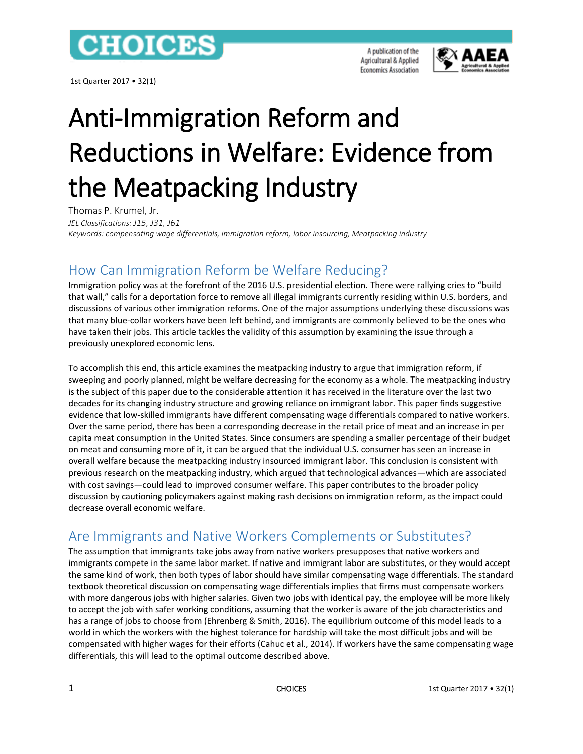# Anti-Immigration Reform and Reductions in Welfare: Evidence from the Meatpacking Industry

Thomas P. Krumel, Jr.

*JEL Classifications: J15, J31, J61*

*Keywords: compensating wage differentials, immigration reform, labor insourcing, Meatpacking industry*

## How Can Immigration Reform be Welfare Reducing?

Immigration policy was at the forefront of the 2016 U.S. presidential election. There were rallying cries to "build that wall," calls for a deportation force to remove all illegal immigrants currently residing within U.S. borders, and discussions of various other immigration reforms. One of the major assumptions underlying these discussions was that many blue-collar workers have been left behind, and immigrants are commonly believed to be the ones who have taken their jobs. This article tackles the validity of this assumption by examining the issue through a previously unexplored economic lens.

To accomplish this end, this article examines the meatpacking industry to argue that immigration reform, if sweeping and poorly planned, might be welfare decreasing for the economy as a whole. The meatpacking industry is the subject of this paper due to the considerable attention it has received in the literature over the last two decades for its changing industry structure and growing reliance on immigrant labor. This paper finds suggestive evidence that low-skilled immigrants have different compensating wage differentials compared to native workers. Over the same period, there has been a corresponding decrease in the retail price of meat and an increase in per capita meat consumption in the United States. Since consumers are spending a smaller percentage of their budget on meat and consuming more of it, it can be argued that the individual U.S. consumer has seen an increase in overall welfare because the meatpacking industry insourced immigrant labor. This conclusion is consistent with previous research on the meatpacking industry, which argued that technological advances—which are associated with cost savings—could lead to improved consumer welfare. This paper contributes to the broader policy discussion by cautioning policymakers against making rash decisions on immigration reform, as the impact could decrease overall economic welfare.

## Are Immigrants and Native Workers Complements or Substitutes?

The assumption that immigrants take jobs away from native workers presupposes that native workers and immigrants compete in the same labor market. If native and immigrant labor are substitutes, or they would accept the same kind of work, then both types of labor should have similar compensating wage differentials. The standard textbook theoretical discussion on compensating wage differentials implies that firms must compensate workers with more dangerous jobs with higher salaries. Given two jobs with identical pay, the employee will be more likely to accept the job with safer working conditions, assuming that the worker is aware of the job characteristics and has a range of jobs to choose from (Ehrenberg & Smith, 2016). The equilibrium outcome of this model leads to a world in which the workers with the highest tolerance for hardship will take the most difficult jobs and will be compensated with higher wages for their efforts (Cahuc et al., 2014). If workers have the same compensating wage differentials, this will lead to the optimal outcome described above.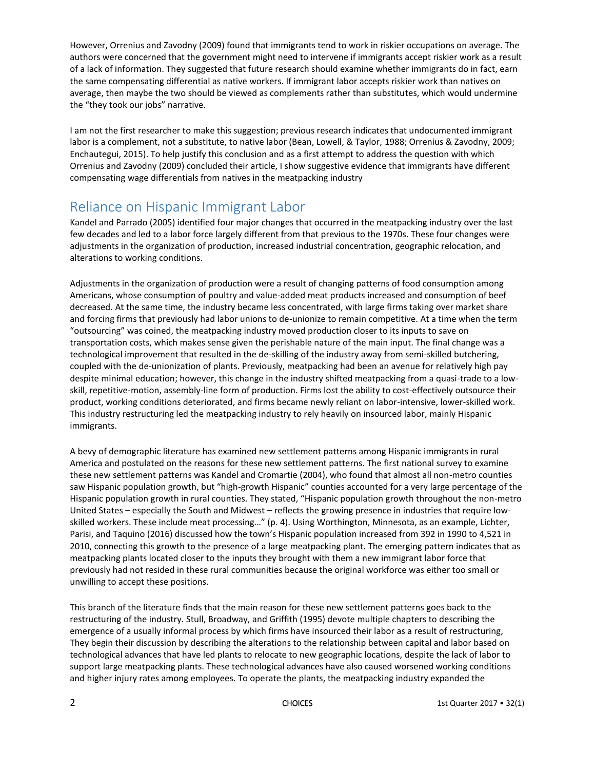However, Orrenius and Zavodny (2009) found that immigrants tend to work in riskier occupations on average. The authors were concerned that the government might need to intervene if immigrants accept riskier work as a result of a lack of information. They suggested that future research should examine whether immigrants do in fact, earn the same compensating differential as native workers. If immigrant labor accepts riskier work than natives on average, then maybe the two should be viewed as complements rather than substitutes, which would undermine the "they took our jobs" narrative.

I am not the first researcher to make this suggestion; previous research indicates that undocumented immigrant labor is a complement, not a substitute, to native labor (Bean, Lowell, & Taylor, 1988; Orrenius & Zavodny, 2009; Enchautegui, 2015). To help justify this conclusion and as a first attempt to address the question with which Orrenius and Zavodny (2009) concluded their article, I show suggestive evidence that immigrants have different compensating wage differentials from natives in the meatpacking industry

## Reliance on Hispanic Immigrant Labor

Kandel and Parrado (2005) identified four major changes that occurred in the meatpacking industry over the last few decades and led to a labor force largely different from that previous to the 1970s. These four changes were adjustments in the organization of production, increased industrial concentration, geographic relocation, and alterations to working conditions.

Adjustments in the organization of production were a result of changing patterns of food consumption among Americans, whose consumption of poultry and value-added meat products increased and consumption of beef decreased. At the same time, the industry became less concentrated, with large firms taking over market share and forcing firms that previously had labor unions to de-unionize to remain competitive. At a time when the term "outsourcing" was coined, the meatpacking industry moved production closer to its inputs to save on transportation costs, which makes sense given the perishable nature of the main input. The final change was a technological improvement that resulted in the de-skilling of the industry away from semi-skilled butchering, coupled with the de-unionization of plants. Previously, meatpacking had been an avenue for relatively high pay despite minimal education; however, this change in the industry shifted meatpacking from a quasi-trade to a low-skill, repetitive-motion, assembly-line form of production. Firms lost the ability to cost-effectively outsource their product, working conditions deteriorated, and firms became newly reliant on labor-intensive, lower-skilled work. This industry restructuring led the meatpacking industry to rely heavily on insourced labor, mainly Hispanic immigrants.

A bevy of demographic literature has examined new settlement patterns among Hispanic immigrants in rural America and postulated on the reasons for these new settlement patterns. The first national survey to examine these new settlement patterns was Kandel and Cromartie (2004), who found that almost all non-metro counties saw Hispanic population growth, but "high-growth Hispanic" counties accounted for a very large percentage of the Hispanic population growth in rural counties. They stated, "Hispanic population growth throughout the non-metro United States – especially the South and Midwest – reflects the growing presence in industries that require low-skilled workers. These include meat processing…" (p. 4). Using Worthington, Minnesota, as an example, Lichter, Parisi, and Taquino (2016) discussed how the town's Hispanic population increased from 392 in 1990 to 4,521 in 2010, connecting this growth to the presence of a large meatpacking plant. The emerging pattern indicates that as meatpacking plants located closer to the inputs they brought with them a new immigrant labor force that previously had not resided in these rural communities because the original workforce was either too small or unwilling to accept these positions.

This branch of the literature finds that the main reason for these new settlement patterns goes back to the restructuring of the industry. Stull, Broadway, and Griffith (1995) devote multiple chapters to describing the emergence of a usually informal process by which firms have insourced their labor as a result of restructuring, They begin their discussion by describing the alterations to the relationship between capital and labor based on technological advances that have led plants to relocate to new geographic locations, despite the lack of labor to support large meatpacking plants. These technological advances have also caused worsened working conditions and higher injury rates among employees. To operate the plants, the meatpacking industry expanded the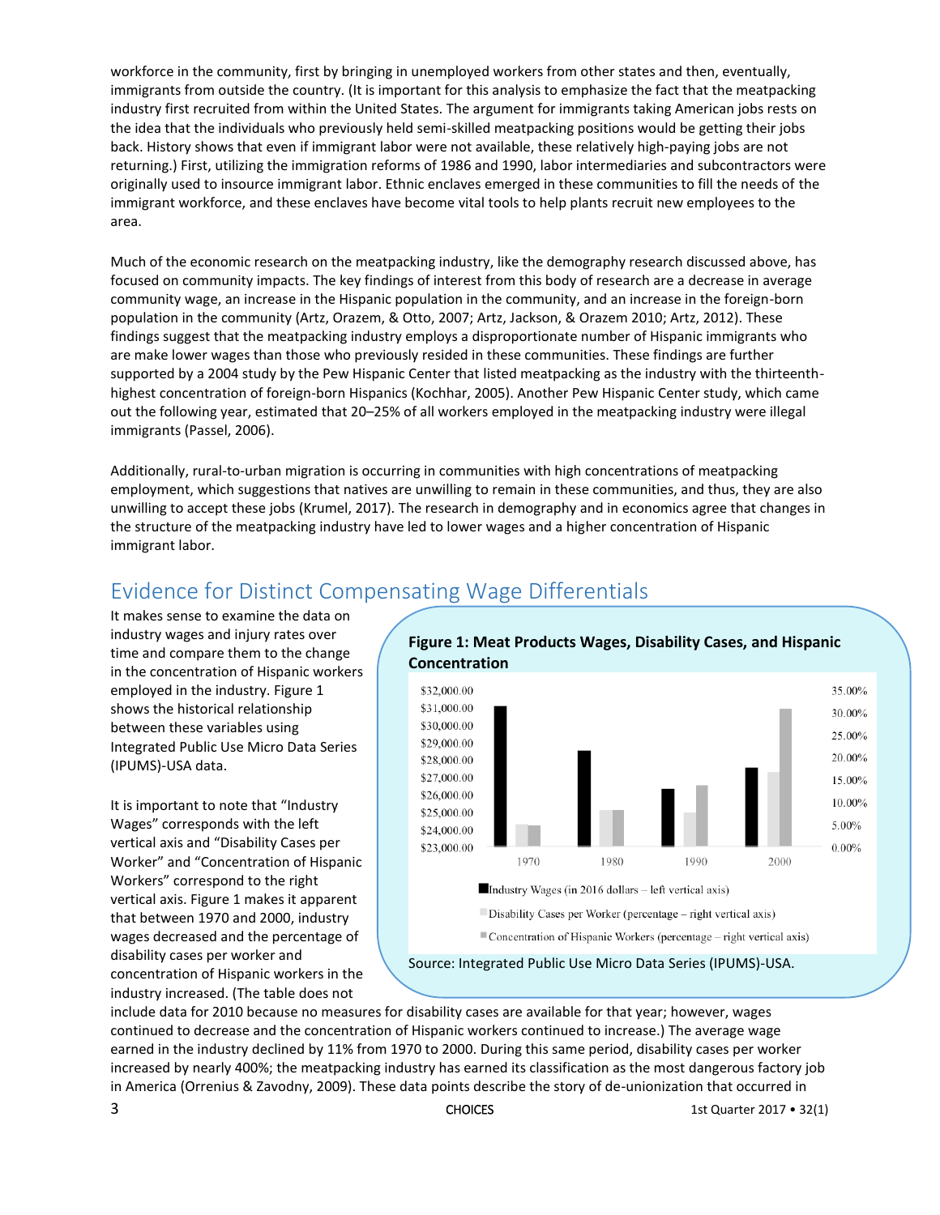workforce in the community, first by bringing in unemployed workers from other states and then, eventually, immigrants from outside the country. (It is important for this analysis to emphasize the fact that the meatpacking industry first recruited from within the United States. The argument for immigrants taking American jobs rests on the idea that the individuals who previously held semi-skilled meatpacking positions would be getting their jobs back. History shows that even if immigrant labor were not available, these relatively high-paying jobs are not returning.) First, utilizing the immigration reforms of 1986 and 1990, labor intermediaries and subcontractors were originally used to insource immigrant labor. Ethnic enclaves emerged in these communities to fill the needs of the immigrant workforce, and these enclaves have become vital tools to help plants recruit new employees to the area.

Much of the economic research on the meatpacking industry, like the demography research discussed above, has focused on community impacts. The key findings of interest from this body of research are a decrease in average community wage, an increase in the Hispanic population in the community, and an increase in the foreign-born population in the community (Artz, Orazem, & Otto, 2007; Artz, Jackson, & Orazem 2010; Artz, 2012). These findings suggest that the meatpacking industry employs a disproportionate number of Hispanic immigrants who are make lower wages than those who previously resided in these communities. These findings are further supported by a 2004 study by the Pew Hispanic Center that listed meatpacking as the industry with the thirteenth-highest concentration of foreign-born Hispanics (Kochhar, 2005). Another Pew Hispanic Center study, which came out the following year, estimated that 20–25% of all workers employed in the meatpacking industry were illegal immigrants (Passel, 2006).

Additionally, rural-to-urban migration is occurring in communities with high concentrations of meatpacking employment, which suggestions that natives are unwilling to remain in these communities, and thus, they are also unwilling to accept these jobs (Krumel, 2017). The research in demography and in economics agree that changes in the structure of the meatpacking industry have led to lower wages and a higher concentration of Hispanic immigrant labor.

## Evidence for Distinct Compensating Wage Differentials

It makes sense to examine the data on industry wages and injury rates over time and compare them to the change in the concentration of Hispanic workers employed in the industry. Figure 1 shows the historical relationship between these variables using Integrated Public Use Micro Data Series (IPUMS)-USA data.

It is important to note that "Industry Wages" corresponds with the left vertical axis and "Disability Cases per Worker" and "Concentration of Hispanic Workers" correspond to the right vertical axis. Figure 1 makes it apparent that between 1970 and 2000, industry wages decreased and the percentage of disability cases per worker and concentration of Hispanic workers in the industry increased. (The table does not include data for 2010 because no measures for disability cases are available for that year; however, wages continued to decrease and the concentration of Hispanic workers continued to increase.) The average wage earned in the industry declined by 11% from 1970 to 2000. During this same period, disability cases per worker increased by nearly 400%; the meatpacking industry has earned its classification as the most dangerous factory job in America (Orrenius & Zavodny, 2009). These data points describe the story of de-unionization that occurred in

**Figure 1: Meat Products Wages, Disability Cases, and Hispanic Concentration**

Industry Wages (in 2016 dollars – left vertical axis); Disability Cases per Worker (percentage – right vertical axis); Concentration of Hispanic Workers (percentage – right vertical axis). Years: 1970, 1980, 1990, 2000.

Source: Integrated Public Use Micro Data Series (IPUMS)-USA.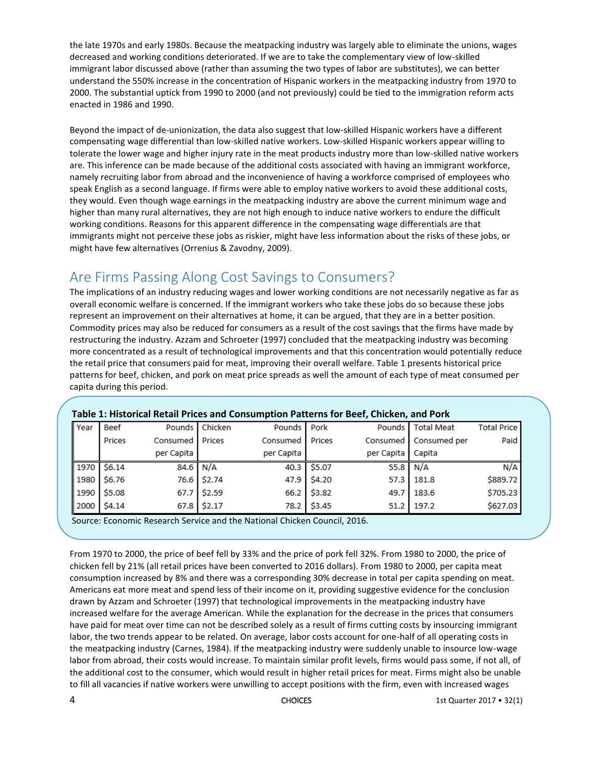the late 1970s and early 1980s. Because the meatpacking industry was largely able to eliminate the unions, wages decreased and working conditions deteriorated. If we are to take the complementary view of low-skilled immigrant labor discussed above (rather than assuming the two types of labor are substitutes), we can better understand the 550% increase in the concentration of Hispanic workers in the meatpacking industry from 1970 to 2000. The substantial uptick from 1990 to 2000 (and not previously) could be tied to the immigration reform acts enacted in 1986 and 1990.

Beyond the impact of de-unionization, the data also suggest that low-skilled Hispanic workers have a different compensating wage differential than low-skilled native workers. Low-skilled Hispanic workers appear willing to tolerate the lower wage and higher injury rate in the meat products industry more than low-skilled native workers are. This inference can be made because of the additional costs associated with having an immigrant workforce, namely recruiting labor from abroad and the inconvenience of having a workforce comprised of employees who speak English as a second language. If firms were able to employ native workers to avoid these additional costs, they would. Even though wage earnings in the meatpacking industry are above the current minimum wage and higher than many rural alternatives, they are not high enough to induce native workers to endure the difficult working conditions. Reasons for this apparent difference in the compensating wage differentials are that immigrants might not perceive these jobs as riskier, might have less information about the risks of these jobs, or might have few alternatives (Orrenius & Zavodny, 2009).

## Are Firms Passing Along Cost Savings to Consumers?

The implications of an industry reducing wages and lower working conditions are not necessarily negative as far as overall economic welfare is concerned. If the immigrant workers who take these jobs do so because these jobs represent an improvement on their alternatives at home, it can be argued, that they are in a better position. Commodity prices may also be reduced for consumers as a result of the cost savings that the firms have made by restructuring the industry. Azzam and Schroeter (1997) concluded that the meatpacking industry was becoming more concentrated as a result of technological improvements and that this concentration would potentially reduce the retail price that consumers paid for meat, improving their overall welfare. Table 1 presents historical price patterns for beef, chicken, and pork on meat price spreads as well the amount of each type of meat consumed per capita during this period.

**Table 1: Historical Retail Prices and Consumption Patterns for Beef, Chicken, and Pork**

| Year | Beef Prices | Pounds Consumed per Capita | Chicken Prices | Pounds Consumed per Capita | Pork Prices | Pounds Consumed per Capita | Total Meat Consumed per Capita | Total Price Paid |
|---|---|---|---|---|---|---|---|---|
| 1970 | $6.14 | 84.6 | N/A | 40.3 | $5.07 | 55.8 | N/A | N/A |
| 1980 | $6.76 | 76.6 | $2.74 | 47.9 | $4.20 | 57.3 | 181.8 | $889.72 |
| 1990 | $5.08 | 67.7 | $2.59 | 66.2 | $3.82 | 49.7 | 183.6 | $705.23 |
| 2000 | $4.14 | 67.8 | $2.17 | 78.2 | $3.45 | 51.2 | 197.2 | $627.03 |

Source: Economic Research Service and the National Chicken Council, 2016.

From 1970 to 2000, the price of beef fell by 33% and the price of pork fell 32%. From 1980 to 2000, the price of chicken fell by 21% (all retail prices have been converted to 2016 dollars). From 1980 to 2000, per capita meat consumption increased by 8% and there was a corresponding 30% decrease in total per capita spending on meat. Americans eat more meat and spend less of their income on it, providing suggestive evidence for the conclusion drawn by Azzam and Schroeter (1997) that technological improvements in the meatpacking industry have increased welfare for the average American. While the explanation for the decrease in the prices that consumers have paid for meat over time can not be described solely as a result of firms cutting costs by insourcing immigrant labor, the two trends appear to be related. On average, labor costs account for one-half of all operating costs in the meatpacking industry (Carnes, 1984). If the meatpacking industry were suddenly unable to insource low-wage labor from abroad, their costs would increase. To maintain similar profit levels, firms would pass some, if not all, of the additional cost to the consumer, which would result in higher retail prices for meat. Firms might also be unable to fill all vacancies if native workers were unwilling to accept positions with the firm, even with increased wages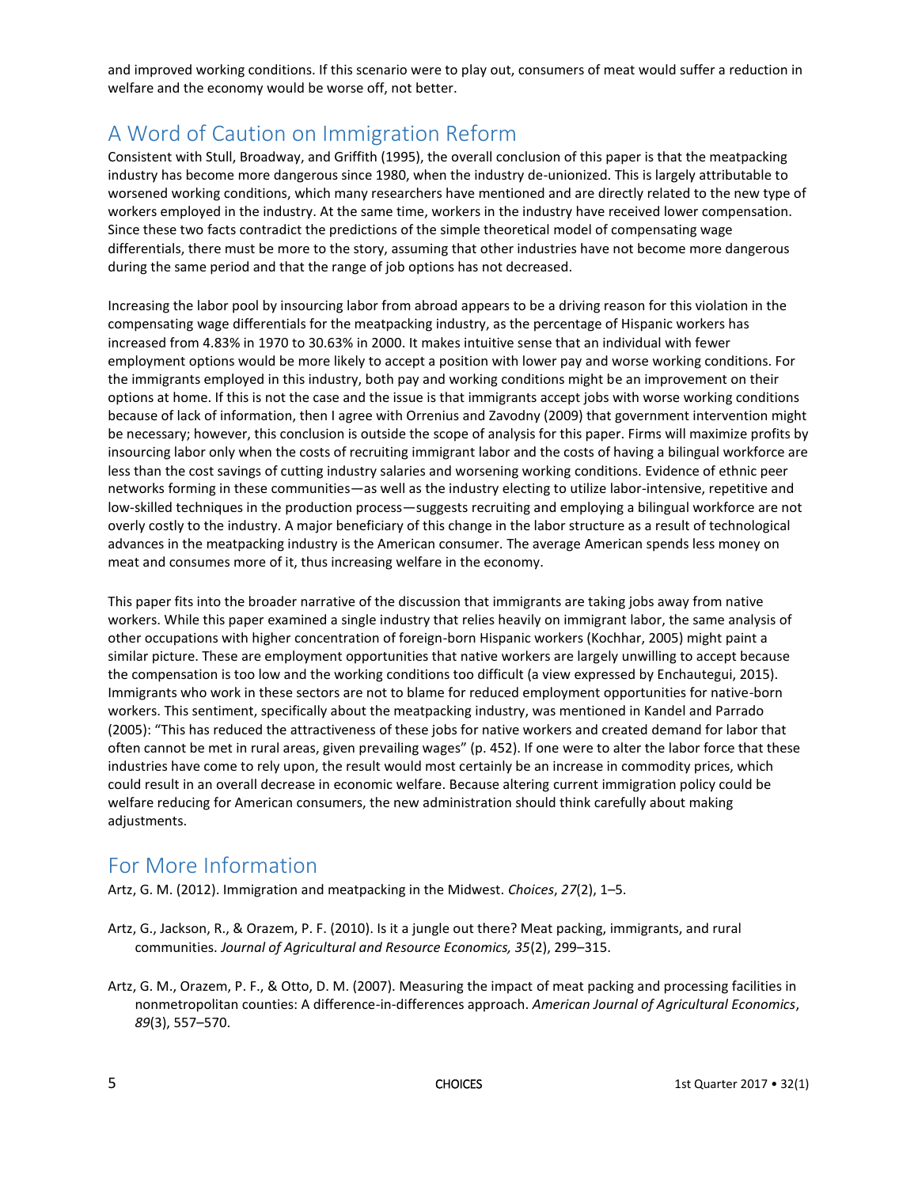and improved working conditions. If this scenario were to play out, consumers of meat would suffer a reduction in welfare and the economy would be worse off, not better.

## A Word of Caution on Immigration Reform

Consistent with Stull, Broadway, and Griffith (1995), the overall conclusion of this paper is that the meatpacking industry has become more dangerous since 1980, when the industry de-unionized. This is largely attributable to worsened working conditions, which many researchers have mentioned and are directly related to the new type of workers employed in the industry. At the same time, workers in the industry have received lower compensation. Since these two facts contradict the predictions of the simple theoretical model of compensating wage differentials, there must be more to the story, assuming that other industries have not become more dangerous during the same period and that the range of job options has not decreased.

Increasing the labor pool by insourcing labor from abroad appears to be a driving reason for this violation in the compensating wage differentials for the meatpacking industry, as the percentage of Hispanic workers has increased from 4.83% in 1970 to 30.63% in 2000. It makes intuitive sense that an individual with fewer employment options would be more likely to accept a position with lower pay and worse working conditions. For the immigrants employed in this industry, both pay and working conditions might be an improvement on their options at home. If this is not the case and the issue is that immigrants accept jobs with worse working conditions because of lack of information, then I agree with Orrenius and Zavodny (2009) that government intervention might be necessary; however, this conclusion is outside the scope of analysis for this paper. Firms will maximize profits by insourcing labor only when the costs of recruiting immigrant labor and the costs of having a bilingual workforce are less than the cost savings of cutting industry salaries and worsening working conditions. Evidence of ethnic peer networks forming in these communities—as well as the industry electing to utilize labor-intensive, repetitive and low-skilled techniques in the production process—suggests recruiting and employing a bilingual workforce are not overly costly to the industry. A major beneficiary of this change in the labor structure as a result of technological advances in the meatpacking industry is the American consumer. The average American spends less money on meat and consumes more of it, thus increasing welfare in the economy.

This paper fits into the broader narrative of the discussion that immigrants are taking jobs away from native workers. While this paper examined a single industry that relies heavily on immigrant labor, the same analysis of other occupations with higher concentration of foreign-born Hispanic workers (Kochhar, 2005) might paint a similar picture. These are employment opportunities that native workers are largely unwilling to accept because the compensation is too low and the working conditions too difficult (a view expressed by Enchautegui, 2015). Immigrants who work in these sectors are not to blame for reduced employment opportunities for native-born workers. This sentiment, specifically about the meatpacking industry, was mentioned in Kandel and Parrado (2005): "This has reduced the attractiveness of these jobs for native workers and created demand for labor that often cannot be met in rural areas, given prevailing wages" (p. 452). If one were to alter the labor force that these industries have come to rely upon, the result would most certainly be an increase in commodity prices, which could result in an overall decrease in economic welfare. Because altering current immigration policy could be welfare reducing for American consumers, the new administration should think carefully about making adjustments.

## For More Information

Artz, G. M. (2012). Immigration and meatpacking in the Midwest. *Choices*, *27*(2), 1–5.

Artz, G., Jackson, R., & Orazem, P. F. (2010). Is it a jungle out there? Meat packing, immigrants, and rural communities. *Journal of Agricultural and Resource Economics, 35*(2), 299–315.

Artz, G. M., Orazem, P. F., & Otto, D. M. (2007). Measuring the impact of meat packing and processing facilities in nonmetropolitan counties: A difference-in-differences approach. *American Journal of Agricultural Economics*, *89*(3), 557–570.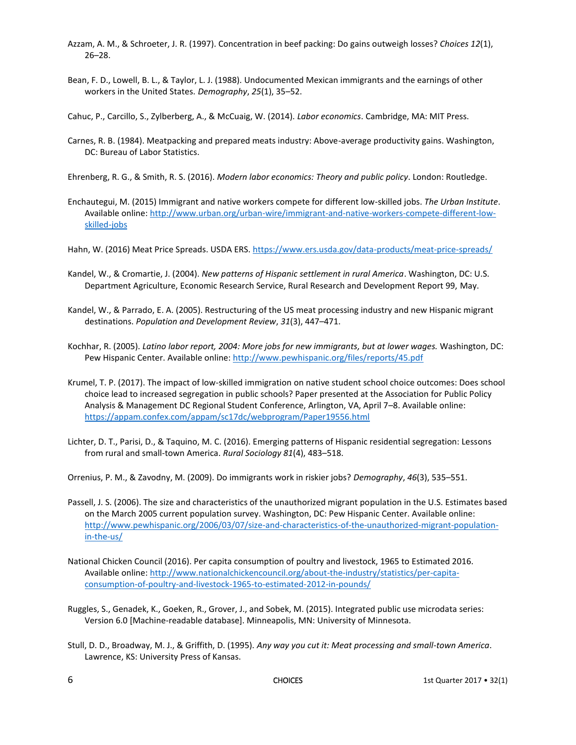Azzam, A. M., & Schroeter, J. R. (1997). Concentration in beef packing: Do gains outweigh losses? *Choices 12*(1), 26–28.

Bean, F. D., Lowell, B. L., & Taylor, L. J. (1988). Undocumented Mexican immigrants and the earnings of other workers in the United States. *Demography*, *25*(1), 35–52.

Cahuc, P., Carcillo, S., Zylberberg, A., & McCuaig, W. (2014). *Labor economics*. Cambridge, MA: MIT Press.

Carnes, R. B. (1984). Meatpacking and prepared meats industry: Above-average productivity gains. Washington, DC: Bureau of Labor Statistics.

Ehrenberg, R. G., & Smith, R. S. (2016). *Modern labor economics: Theory and public policy*. London: Routledge.

Enchautegui, M. (2015) Immigrant and native workers compete for different low-skilled jobs. *The Urban Institute*. Available online: http://www.urban.org/urban-wire/immigrant-and-native-workers-compete-different-low-skilled-jobs

Hahn, W. (2016) Meat Price Spreads. USDA ERS. https://www.ers.usda.gov/data-products/meat-price-spreads/

Kandel, W., & Cromartie, J. (2004). *New patterns of Hispanic settlement in rural America*. Washington, DC: U.S. Department Agriculture, Economic Research Service, Rural Research and Development Report 99, May.

Kandel, W., & Parrado, E. A. (2005). Restructuring of the US meat processing industry and new Hispanic migrant destinations. *Population and Development Review*, *31*(3), 447–471.

Kochhar, R. (2005). *Latino labor report, 2004: More jobs for new immigrants, but at lower wages.* Washington, DC: Pew Hispanic Center. Available online: http://www.pewhispanic.org/files/reports/45.pdf

Krumel, T. P. (2017). The impact of low-skilled immigration on native student school choice outcomes: Does school choice lead to increased segregation in public schools? Paper presented at the Association for Public Policy Analysis & Management DC Regional Student Conference, Arlington, VA, April 7–8. Available online: https://appam.confex.com/appam/sc17dc/webprogram/Paper19556.html

Lichter, D. T., Parisi, D., & Taquino, M. C. (2016). Emerging patterns of Hispanic residential segregation: Lessons from rural and small-town America. *Rural Sociology 81*(4), 483–518.

Orrenius, P. M., & Zavodny, M. (2009). Do immigrants work in riskier jobs? *Demography*, *46*(3), 535–551.

Passell, J. S. (2006). The size and characteristics of the unauthorized migrant population in the U.S. Estimates based on the March 2005 current population survey. Washington, DC: Pew Hispanic Center. Available online: http://www.pewhispanic.org/2006/03/07/size-and-characteristics-of-the-unauthorized-migrant-population-in-the-us/

National Chicken Council (2016). Per capita consumption of poultry and livestock, 1965 to Estimated 2016. Available online: http://www.nationalchickencouncil.org/about-the-industry/statistics/per-capita-consumption-of-poultry-and-livestock-1965-to-estimated-2012-in-pounds/

Ruggles, S., Genadek, K., Goeken, R., Grover, J., and Sobek, M. (2015). Integrated public use microdata series: Version 6.0 [Machine-readable database]. Minneapolis, MN: University of Minnesota.

Stull, D. D., Broadway, M. J., & Griffith, D. (1995). *Any way you cut it: Meat processing and small-town America*. Lawrence, KS: University Press of Kansas.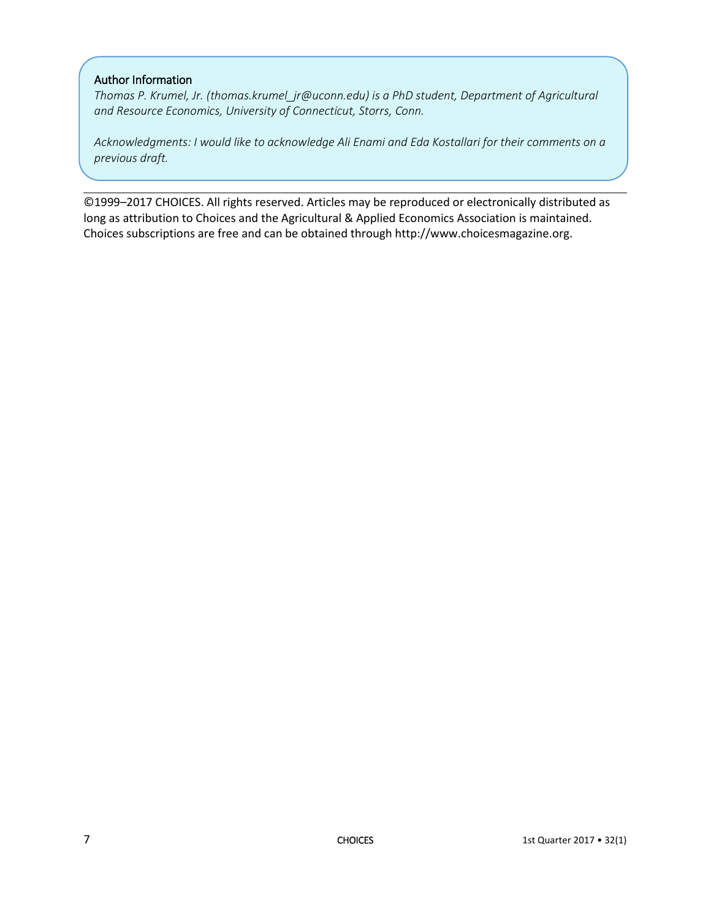**Author Information**

*Thomas P. Krumel, Jr. (thomas.krumel_jr@uconn.edu) is a PhD student, Department of Agricultural and Resource Economics, University of Connecticut, Storrs, Conn.*

*Acknowledgments: I would like to acknowledge Ali Enami and Eda Kostallari for their comments on a previous draft.*

---

©1999–2017 CHOICES. All rights reserved. Articles may be reproduced or electronically distributed as long as attribution to Choices and the Agricultural & Applied Economics Association is maintained. Choices subscriptions are free and can be obtained through http://www.choicesmagazine.org.